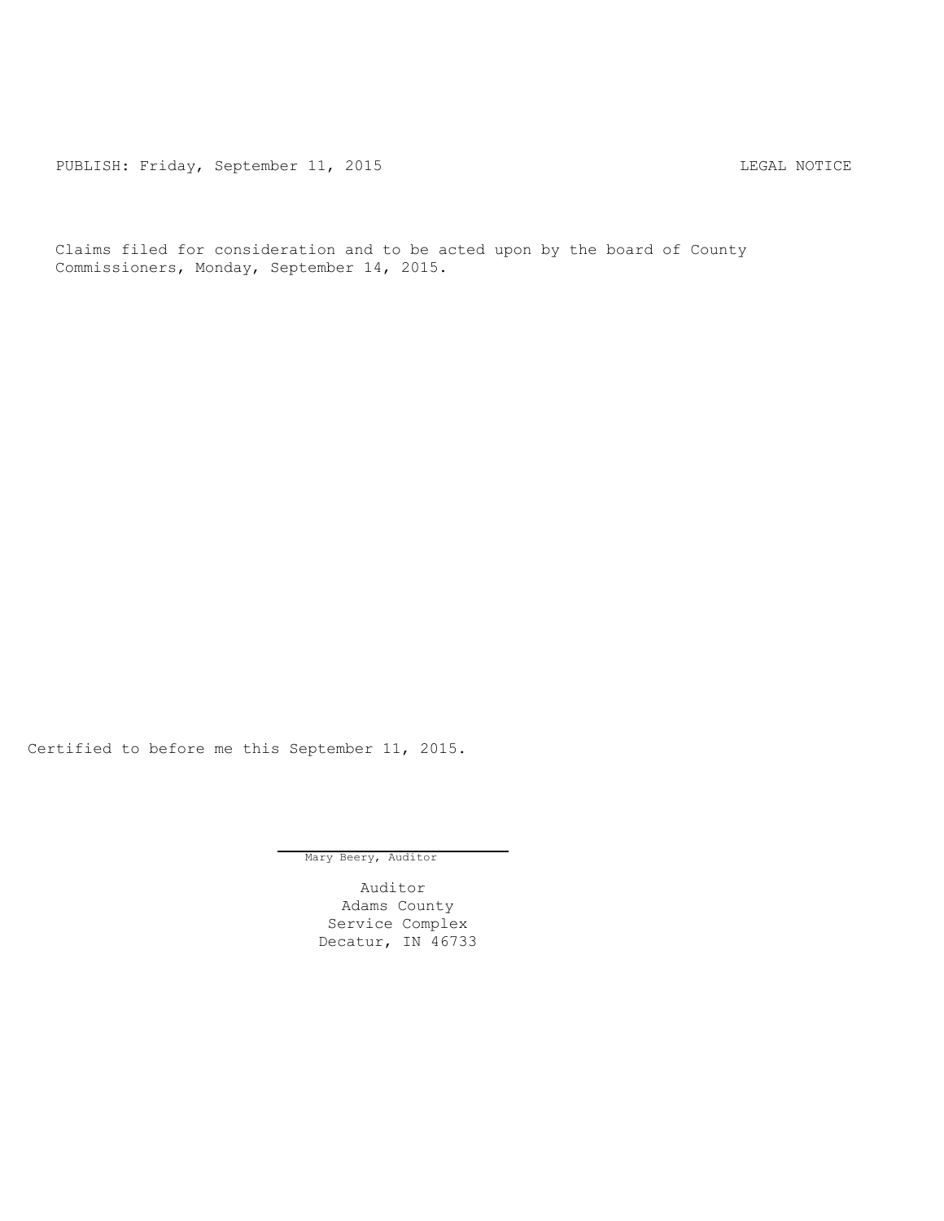PUBLISH: Friday, September 11, 2015 LEGAL NOTICE

Claims filed for consideration and to be acted upon by the board of County Commissioners, Monday, September 14, 2015.

Certified to before me this September 11, 2015.

Mary Beery, Auditor

Auditor
Adams County
Service Complex
Decatur, IN 46733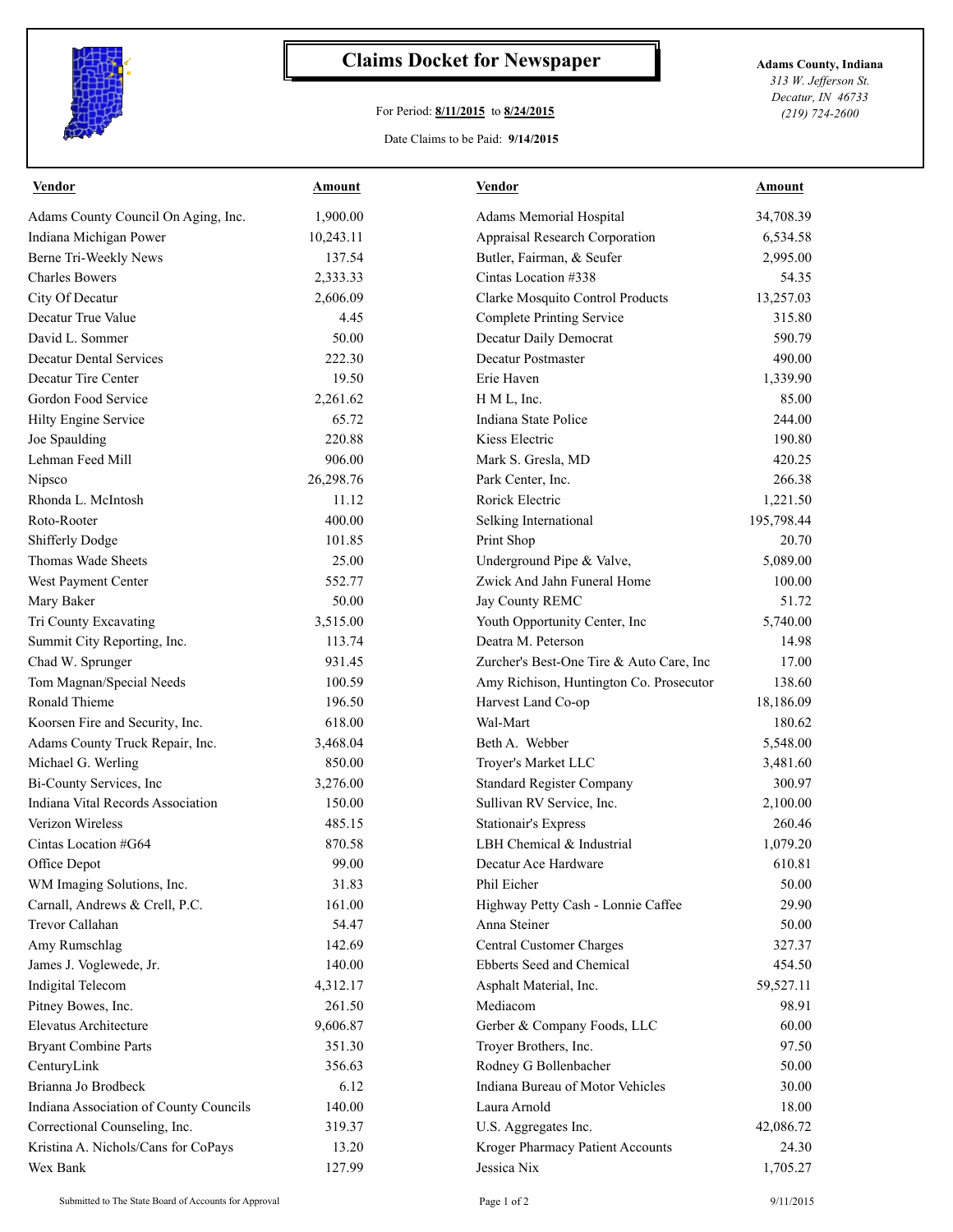# Claims Docket for Newspaper

For Period: **8/11/2015** to **8/24/2015**

Date Claims to be Paid: **9/14/2015**

**Adams County, Indiana**
*313 W. Jefferson St.*
*Decatur, IN 46733*
*(219) 724-2600*

| Vendor | Amount | Vendor | Amount |
|---|---|---|---|
| Adams County Council On Aging, Inc. | 1,900.00 | Adams Memorial Hospital | 34,708.39 |
| Indiana Michigan Power | 10,243.11 | Appraisal Research Corporation | 6,534.58 |
| Berne Tri-Weekly News | 137.54 | Butler, Fairman, & Seufer | 2,995.00 |
| Charles Bowers | 2,333.33 | Cintas Location #338 | 54.35 |
| City Of Decatur | 2,606.09 | Clarke Mosquito Control Products | 13,257.03 |
| Decatur True Value | 4.45 | Complete Printing Service | 315.80 |
| David L. Sommer | 50.00 | Decatur Daily Democrat | 590.79 |
| Decatur Dental Services | 222.30 | Decatur Postmaster | 490.00 |
| Decatur Tire Center | 19.50 | Erie Haven | 1,339.90 |
| Gordon Food Service | 2,261.62 | H M L, Inc. | 85.00 |
| Hilty Engine Service | 65.72 | Indiana State Police | 244.00 |
| Joe Spaulding | 220.88 | Kiess Electric | 190.80 |
| Lehman Feed Mill | 906.00 | Mark S. Gresla, MD | 420.25 |
| Nipsco | 26,298.76 | Park Center, Inc. | 266.38 |
| Rhonda L. McIntosh | 11.12 | Rorick Electric | 1,221.50 |
| Roto-Rooter | 400.00 | Selking International | 195,798.44 |
| Shifferly Dodge | 101.85 | Print Shop | 20.70 |
| Thomas Wade Sheets | 25.00 | Underground Pipe & Valve, | 5,089.00 |
| West Payment Center | 552.77 | Zwick And Jahn Funeral Home | 100.00 |
| Mary Baker | 50.00 | Jay County REMC | 51.72 |
| Tri County Excavating | 3,515.00 | Youth Opportunity Center, Inc | 5,740.00 |
| Summit City Reporting, Inc. | 113.74 | Deatra M. Peterson | 14.98 |
| Chad W. Sprunger | 931.45 | Zurcher's Best-One Tire & Auto Care, Inc | 17.00 |
| Tom Magnan/Special Needs | 100.59 | Amy Richison, Huntington Co. Prosecutor | 138.60 |
| Ronald Thieme | 196.50 | Harvest Land Co-op | 18,186.09 |
| Koorsen Fire and Security, Inc. | 618.00 | Wal-Mart | 180.62 |
| Adams County Truck Repair, Inc. | 3,468.04 | Beth A. Webber | 5,548.00 |
| Michael G. Werling | 850.00 | Troyer's Market LLC | 3,481.60 |
| Bi-County Services, Inc | 3,276.00 | Standard Register Company | 300.97 |
| Indiana Vital Records Association | 150.00 | Sullivan RV Service, Inc. | 2,100.00 |
| Verizon Wireless | 485.15 | Stationair's Express | 260.46 |
| Cintas Location #G64 | 870.58 | LBH Chemical & Industrial | 1,079.20 |
| Office Depot | 99.00 | Decatur Ace Hardware | 610.81 |
| WM Imaging Solutions, Inc. | 31.83 | Phil Eicher | 50.00 |
| Carnall, Andrews & Crell, P.C. | 161.00 | Highway Petty Cash - Lonnie Caffee | 29.90 |
| Trevor Callahan | 54.47 | Anna Steiner | 50.00 |
| Amy Rumschlag | 142.69 | Central Customer Charges | 327.37 |
| James J. Voglewede, Jr. | 140.00 | Ebberts Seed and Chemical | 454.50 |
| Indigital Telecom | 4,312.17 | Asphalt Material, Inc. | 59,527.11 |
| Pitney Bowes, Inc. | 261.50 | Mediacom | 98.91 |
| Elevatus Architecture | 9,606.87 | Gerber & Company Foods, LLC | 60.00 |
| Bryant Combine Parts | 351.30 | Troyer Brothers, Inc. | 97.50 |
| CenturyLink | 356.63 | Rodney G Bollenbacher | 50.00 |
| Brianna Jo Brodbeck | 6.12 | Indiana Bureau of Motor Vehicles | 30.00 |
| Indiana Association of County Councils | 140.00 | Laura Arnold | 18.00 |
| Correctional Counseling, Inc. | 319.37 | U.S. Aggregates Inc. | 42,086.72 |
| Kristina A. Nichols/Cans for CoPays | 13.20 | Kroger Pharmacy Patient Accounts | 24.30 |
| Wex Bank | 127.99 | Jessica Nix | 1,705.27 |

Submitted to The State Board of Accounts for Approval

9/11/2015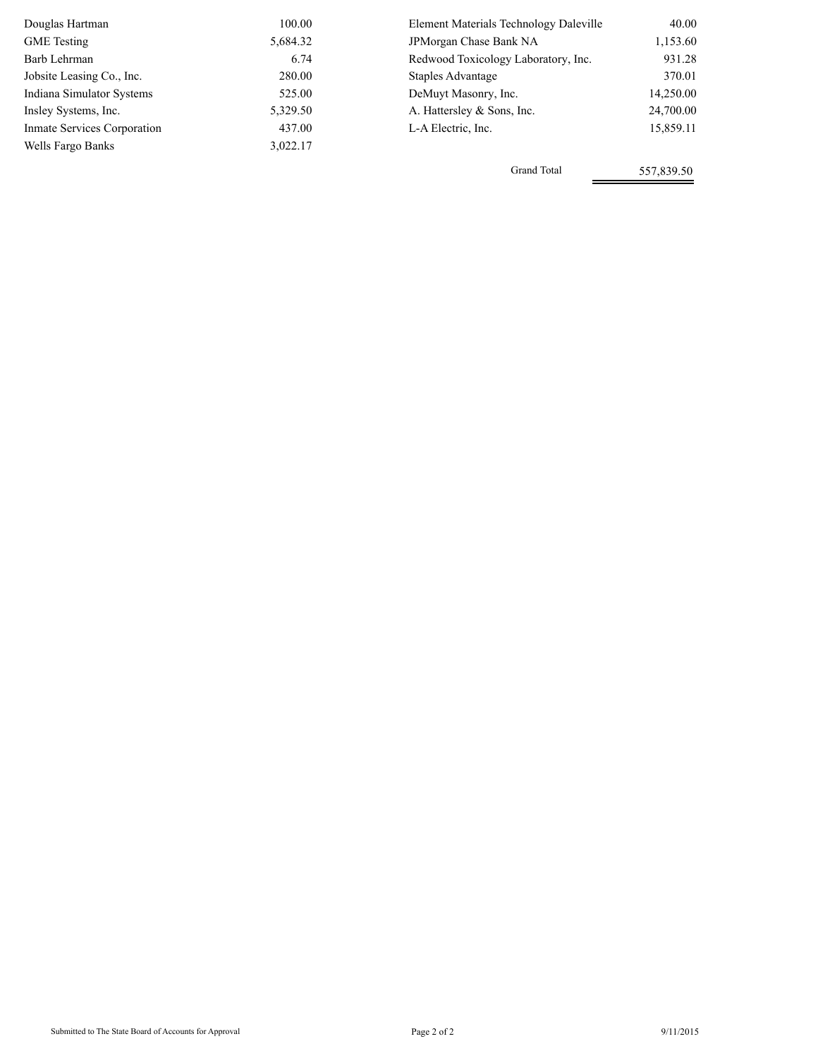| | | | |
|---|---|---|---|
| Douglas Hartman | 100.00 | Element Materials Technology Daleville | 40.00 |
| GME Testing | 5,684.32 | JPMorgan Chase Bank NA | 1,153.60 |
| Barb Lehrman | 6.74 | Redwood Toxicology Laboratory, Inc. | 931.28 |
| Jobsite Leasing Co., Inc. | 280.00 | Staples Advantage | 370.01 |
| Indiana Simulator Systems | 525.00 | DeMuyt Masonry, Inc. | 14,250.00 |
| Insley Systems, Inc. | 5,329.50 | A. Hattersley & Sons, Inc. | 24,700.00 |
| Inmate Services Corporation | 437.00 | L-A Electric, Inc. | 15,859.11 |
| Wells Fargo Banks | 3,022.17 | | |
| | | Grand Total | 557,839.50 |

Submitted to The State Board of Accounts for Approval

9/11/2015